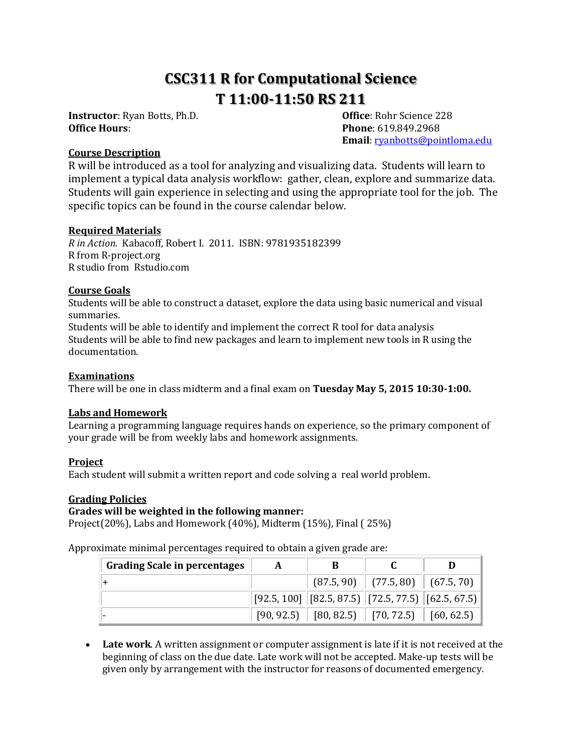# CSC311 R for Computational Science
# T 11:00-11:50 RS 211

**Instructor**: Ryan Botts, Ph.D.
**Office Hours**:

**Office**: Rohr Science 228
**Phone**: 619.849.2968
**Email**: ryanbotts@pointloma.edu

## Course Description

R will be introduced as a tool for analyzing and visualizing data. Students will learn to implement a typical data analysis workflow: gather, clean, explore and summarize data. Students will gain experience in selecting and using the appropriate tool for the job. The specific topics can be found in the course calendar below.

## Required Materials

*R in Action.* Kabacoff, Robert I. 2011. ISBN: 9781935182399
R from R-project.org
R studio from Rstudio.com

## Course Goals

Students will be able to construct a dataset, explore the data using basic numerical and visual summaries.
Students will be able to identify and implement the correct R tool for data analysis
Students will be able to find new packages and learn to implement new tools in R using the documentation.

## Examinations

There will be one in class midterm and a final exam on **Tuesday May 5, 2015 10:30-1:00.**

## Labs and Homework

Learning a programming language requires hands on experience, so the primary component of your grade will be from weekly labs and homework assignments.

## Project

Each student will submit a written report and code solving a real world problem.

## Grading Policies

**Grades will be weighted in the following manner:**
Project(20%), Labs and Homework (40%), Midterm (15%), Final ( 25%)

Approximate minimal percentages required to obtain a given grade are:

| Grading Scale in percentages | A | B | C | D |
|---|---|---|---|---|
| + | | (87.5, 90) | (77.5, 80) | (67.5, 70) |
| | [92.5, 100] | [82.5, 87.5) | [72.5, 77.5) | [62.5, 67.5) |
| - | [90, 92.5) | [80, 82.5) | [70, 72.5) | [60, 62.5) |

- **Late work**. A written assignment or computer assignment is late if it is not received at the beginning of class on the due date. Late work will not be accepted. Make-up tests will be given only by arrangement with the instructor for reasons of documented emergency.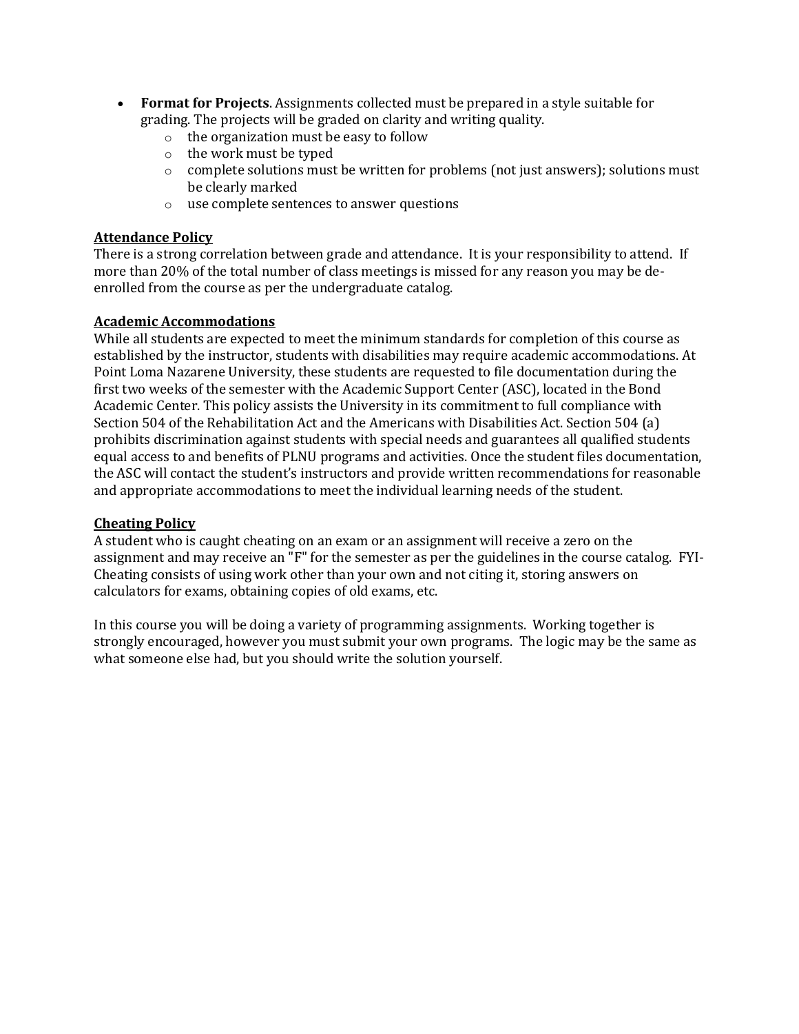- **Format for Projects**. Assignments collected must be prepared in a style suitable for grading. The projects will be graded on clarity and writing quality.
  - the organization must be easy to follow
  - the work must be typed
  - complete solutions must be written for problems (not just answers); solutions must be clearly marked
  - use complete sentences to answer questions

**Attendance Policy**

There is a strong correlation between grade and attendance. It is your responsibility to attend. If more than 20% of the total number of class meetings is missed for any reason you may be de-enrolled from the course as per the undergraduate catalog.

**Academic Accommodations**

While all students are expected to meet the minimum standards for completion of this course as established by the instructor, students with disabilities may require academic accommodations. At Point Loma Nazarene University, these students are requested to file documentation during the first two weeks of the semester with the Academic Support Center (ASC), located in the Bond Academic Center. This policy assists the University in its commitment to full compliance with Section 504 of the Rehabilitation Act and the Americans with Disabilities Act. Section 504 (a) prohibits discrimination against students with special needs and guarantees all qualified students equal access to and benefits of PLNU programs and activities. Once the student files documentation, the ASC will contact the student's instructors and provide written recommendations for reasonable and appropriate accommodations to meet the individual learning needs of the student.

**Cheating Policy**

A student who is caught cheating on an exam or an assignment will receive a zero on the assignment and may receive an "F" for the semester as per the guidelines in the course catalog. FYI-Cheating consists of using work other than your own and not citing it, storing answers on calculators for exams, obtaining copies of old exams, etc.

In this course you will be doing a variety of programming assignments. Working together is strongly encouraged, however you must submit your own programs. The logic may be the same as what someone else had, but you should write the solution yourself.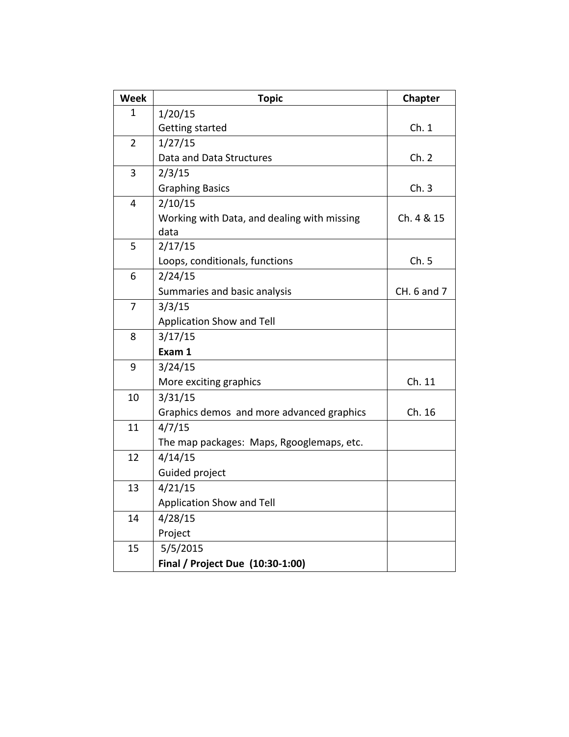| Week | Topic | Chapter |
| --- | --- | --- |
| 1 | 1/20/15<br>Getting started | Ch. 1 |
| 2 | 1/27/15<br>Data and Data Structures | Ch. 2 |
| 3 | 2/3/15<br>Graphing Basics | Ch. 3 |
| 4 | 2/10/15<br>Working with Data, and dealing with missing data | Ch. 4 & 15 |
| 5 | 2/17/15<br>Loops, conditionals, functions | Ch. 5 |
| 6 | 2/24/15<br>Summaries and basic analysis | CH. 6 and 7 |
| 7 | 3/3/15<br>Application Show and Tell | |
| 8 | 3/17/15<br>**Exam 1** | |
| 9 | 3/24/15<br>More exciting graphics | Ch. 11 |
| 10 | 3/31/15<br>Graphics demos and more advanced graphics | Ch. 16 |
| 11 | 4/7/15<br>The map packages: Maps, Rgooglemaps, etc. | |
| 12 | 4/14/15<br>Guided project | |
| 13 | 4/21/15<br>Application Show and Tell | |
| 14 | 4/28/15<br>Project | |
| 15 | 5/5/2015<br>**Final / Project Due (10:30-1:00)** | |